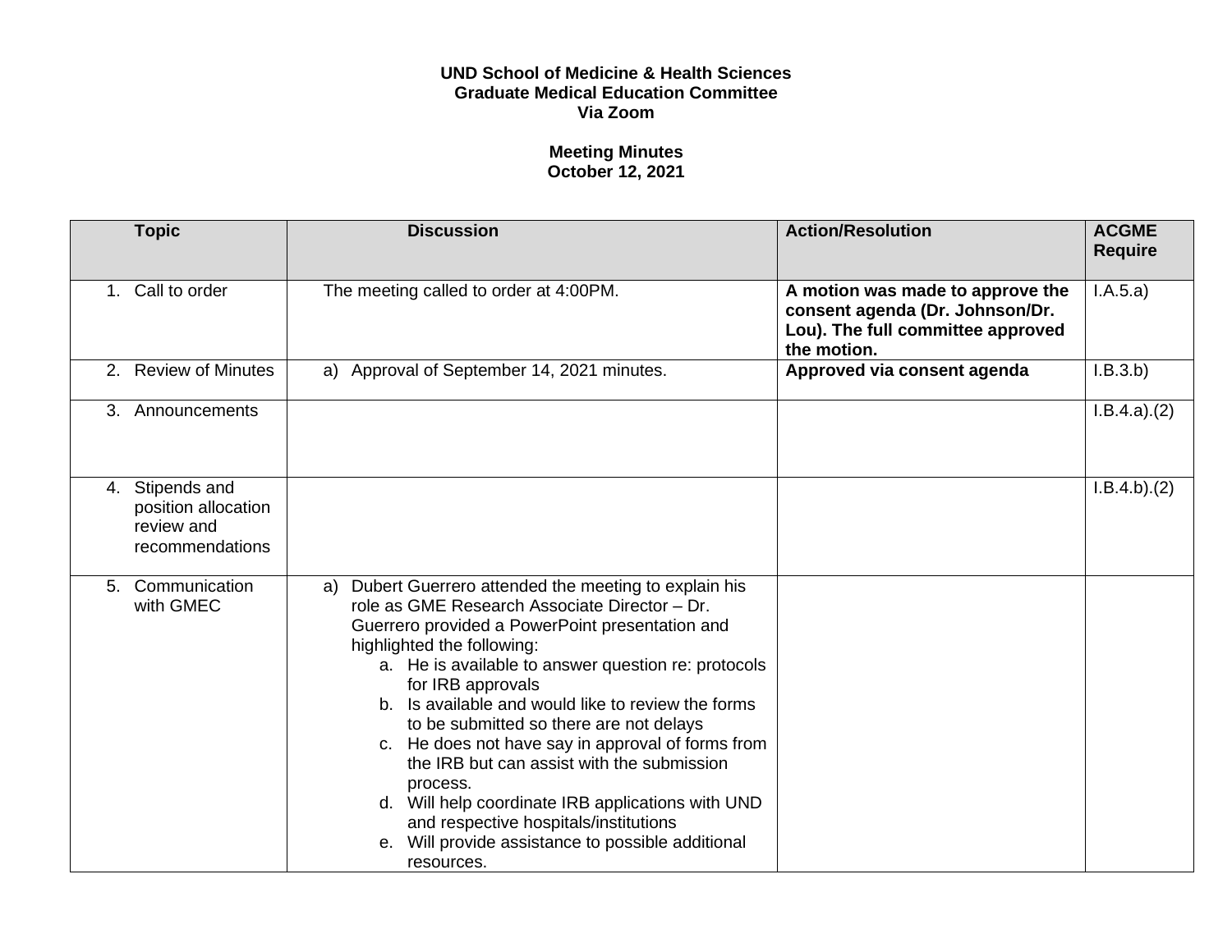**UND School of Medicine & Health Sciences**
**Graduate Medical Education Committee**
**Via Zoom**

**Meeting Minutes**
**October 12, 2021**

| Topic | Discussion | Action/Resolution | ACGME Require |
|---|---|---|---|
| 1. Call to order | The meeting called to order at 4:00PM. | **A motion was made to approve the consent agenda (Dr. Johnson/Dr. Lou). The full committee approved the motion.** | I.A.5.a) |
| 2. Review of Minutes | a) Approval of September 14, 2021 minutes. | **Approved via consent agenda** | I.B.3.b) |
| 3. Announcements | | | I.B.4.a).(2) |
| 4. Stipends and position allocation review and recommendations | | | I.B.4.b).(2) |
| 5. Communication with GMEC | a) Dubert Guerrero attended the meeting to explain his role as GME Research Associate Director – Dr. Guerrero provided a PowerPoint presentation and highlighted the following:<br>a. He is available to answer question re: protocols for IRB approvals<br>b. Is available and would like to review the forms to be submitted so there are not delays<br>c. He does not have say in approval of forms from the IRB but can assist with the submission process.<br>d. Will help coordinate IRB applications with UND and respective hospitals/institutions<br>e. Will provide assistance to possible additional resources. | | |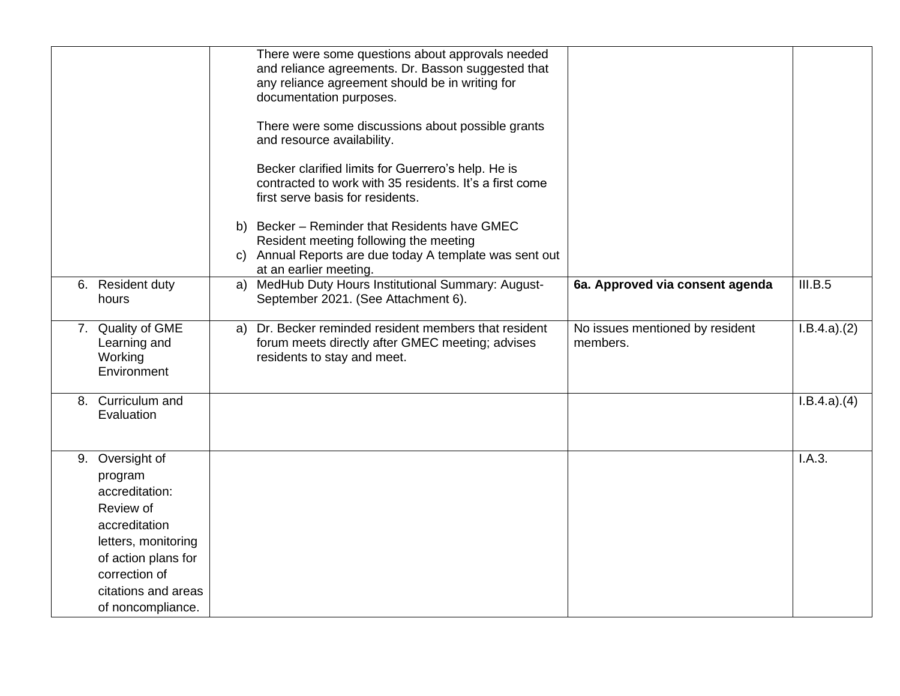| | | | |
|---|---|---|---|
| | There were some questions about approvals needed and reliance agreements. Dr. Basson suggested that any reliance agreement should be in writing for documentation purposes.<br><br>There were some discussions about possible grants and resource availability.<br><br>Becker clarified limits for Guerrero's help. He is contracted to work with 35 residents. It's a first come first serve basis for residents.<br><br>b) Becker – Reminder that Residents have GMEC Resident meeting following the meeting<br>c) Annual Reports are due today A template was sent out at an earlier meeting. | | |
| 6. Resident duty hours | a) MedHub Duty Hours Institutional Summary: August-September 2021. (See Attachment 6). | **6a. Approved via consent agenda** | III.B.5 |
| 7. Quality of GME Learning and Working Environment | a) Dr. Becker reminded resident members that resident forum meets directly after GMEC meeting; advises residents to stay and meet. | No issues mentioned by resident members. | I.B.4.a).(2) |
| 8. Curriculum and Evaluation | | | I.B.4.a).(4) |
| 9. Oversight of program accreditation: Review of accreditation letters, monitoring of action plans for correction of citations and areas of noncompliance. | | | I.A.3. |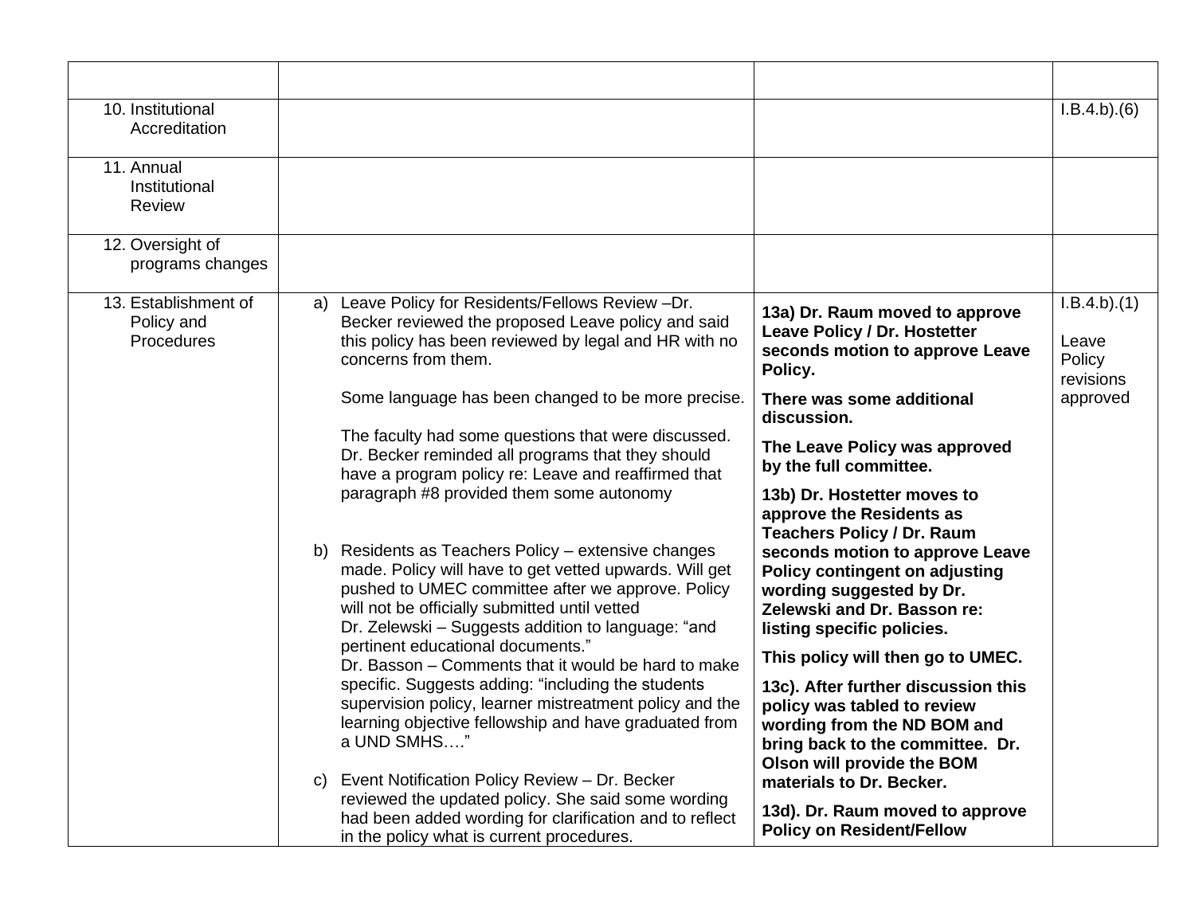| | | | |
|---|---|---|---|
| 10. Institutional Accreditation | | | I.B.4.b).(6) |
| 11. Annual Institutional Review | | | |
| 12. Oversight of programs changes | | | |
| 13. Establishment of Policy and Procedures | a) Leave Policy for Residents/Fellows Review –Dr. Becker reviewed the proposed Leave policy and said this policy has been reviewed by legal and HR with no concerns from them.<br><br>Some language has been changed to be more precise.<br><br>The faculty had some questions that were discussed. Dr. Becker reminded all programs that they should have a program policy re: Leave and reaffirmed that paragraph #8 provided them some autonomy<br><br>b) Residents as Teachers Policy – extensive changes made. Policy will have to get vetted upwards. Will get pushed to UMEC committee after we approve. Policy will not be officially submitted until vetted<br>Dr. Zelewski – Suggests addition to language: "and pertinent educational documents."<br>Dr. Basson – Comments that it would be hard to make specific. Suggests adding: "including the students supervision policy, learner mistreatment policy and the learning objective fellowship and have graduated from a UND SMHS…."<br><br>c) Event Notification Policy Review – Dr. Becker reviewed the updated policy. She said some wording had been added wording for clarification and to reflect in the policy what is current procedures. | **13a) Dr. Raum moved to approve Leave Policy / Dr. Hostetter seconds motion to approve Leave Policy.**<br><br>**There was some additional discussion.**<br><br>**The Leave Policy was approved by the full committee.**<br><br>**13b) Dr. Hostetter moves to approve the Residents as Teachers Policy / Dr. Raum seconds motion to approve Leave Policy contingent on adjusting wording suggested by Dr. Zelewski and Dr. Basson re: listing specific policies.**<br><br>**This policy will then go to UMEC.**<br><br>**13c). After further discussion this policy was tabled to review wording from the ND BOM and bring back to the committee. Dr. Olson will provide the BOM materials to Dr. Becker.**<br><br>**13d). Dr. Raum moved to approve Policy on Resident/Fellow** | I.B.4.b).(1)<br><br>Leave Policy revisions approved |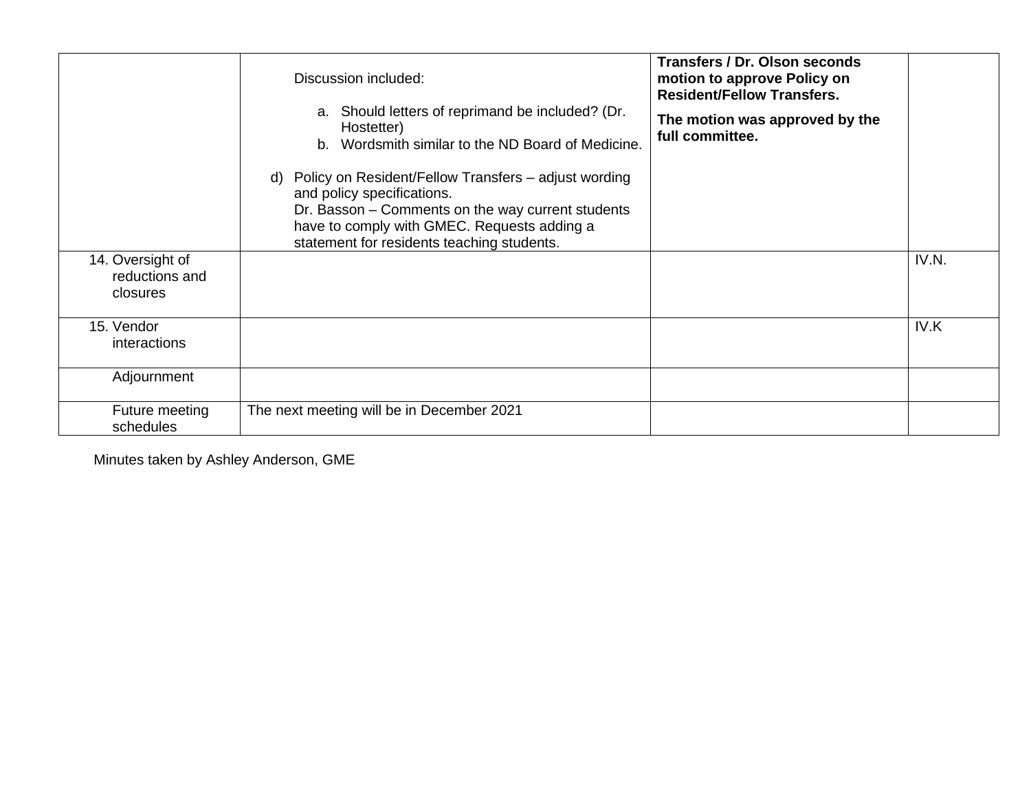| | | | |
|---|---|---|---|
| | Discussion included:<br><br>a. Should letters of reprimand be included? (Dr. Hostetter)<br>b. Wordsmith similar to the ND Board of Medicine.<br><br>d) Policy on Resident/Fellow Transfers – adjust wording and policy specifications.<br>Dr. Basson – Comments on the way current students have to comply with GMEC. Requests adding a statement for residents teaching students. | **Transfers / Dr. Olson seconds motion to approve Policy on Resident/Fellow Transfers.**<br><br>**The motion was approved by the full committee.** | |
| 14. Oversight of reductions and closures | | | IV.N. |
| 15. Vendor interactions | | | IV.K |
| Adjournment | | | |
| Future meeting schedules | The next meeting will be in December 2021 | | |

Minutes taken by Ashley Anderson, GME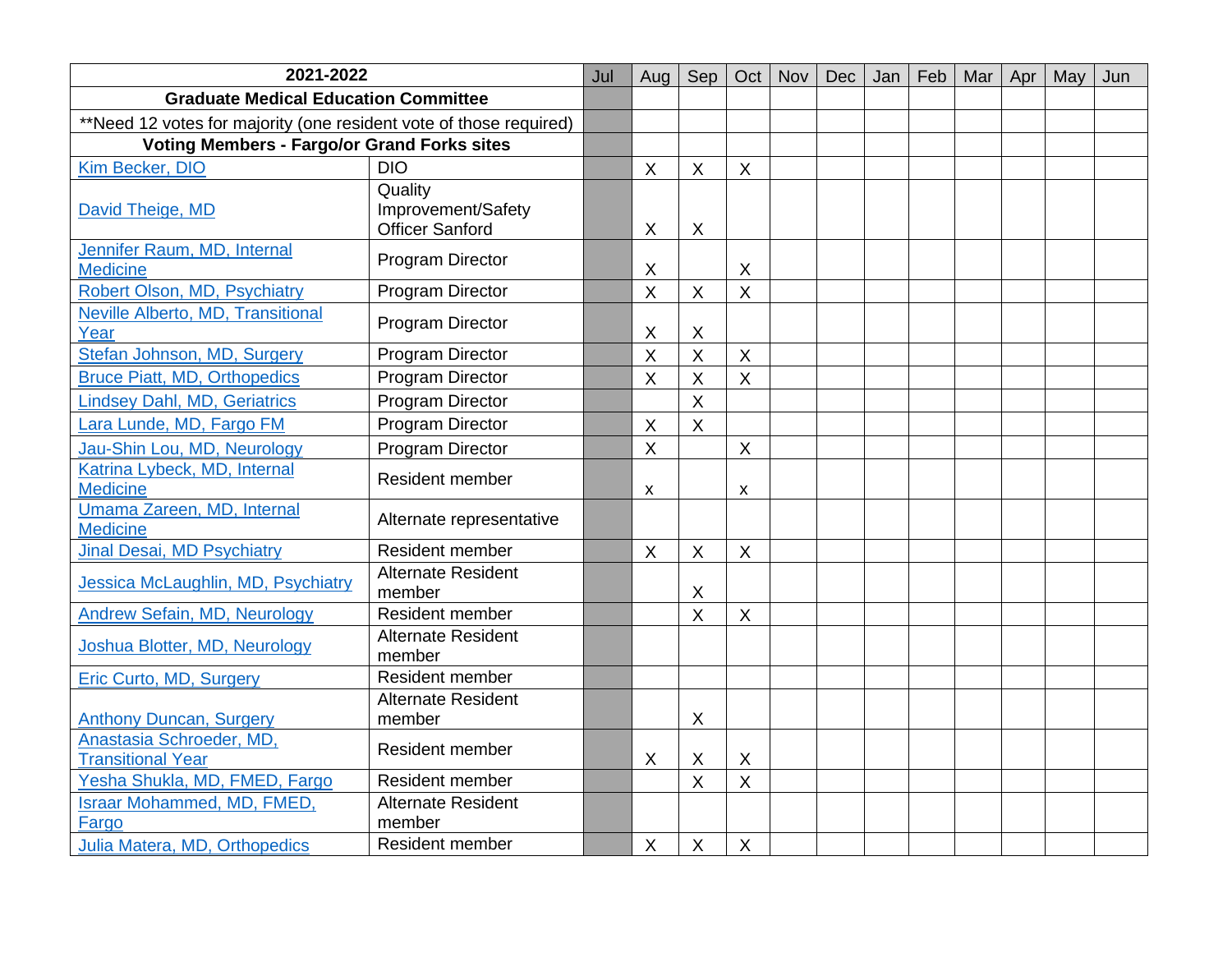| 2021-2022 | | Jul | Aug | Sep | Oct | Nov | Dec | Jan | Feb | Mar | Apr | May | Jun |
|---|---|---|---|---|---|---|---|---|---|---|---|---|---|
| **Graduate Medical Education Committee** | | | | | | | | | | | | | |
| **Need 12 votes for majority (one resident vote of those required) | | | | | | | | | | | | | |
| **Voting Members - Fargo/or Grand Forks sites** | | | | | | | | | | | | | |
| Kim Becker, DIO | DIO | | X | X | X | | | | | | | | |
| David Theige, MD | Quality Improvement/Safety Officer Sanford | | X | X | | | | | | | | | |
| Jennifer Raum, MD, Internal Medicine | Program Director | | X | | X | | | | | | | | |
| Robert Olson, MD, Psychiatry | Program Director | | X | X | X | | | | | | | | |
| Neville Alberto, MD, Transitional Year | Program Director | | X | X | | | | | | | | | |
| Stefan Johnson, MD, Surgery | Program Director | | X | X | X | | | | | | | | |
| Bruce Piatt, MD, Orthopedics | Program Director | | X | X | X | | | | | | | | |
| Lindsey Dahl, MD, Geriatrics | Program Director | | | X | | | | | | | | | |
| Lara Lunde, MD, Fargo FM | Program Director | | X | X | | | | | | | | | |
| Jau-Shin Lou, MD, Neurology | Program Director | | X | | X | | | | | | | | |
| Katrina Lybeck, MD, Internal Medicine | Resident member | | x | | x | | | | | | | | |
| Umama Zareen, MD, Internal Medicine | Alternate representative | | | | | | | | | | | | |
| Jinal Desai, MD Psychiatry | Resident member | | X | X | X | | | | | | | | |
| Jessica McLaughlin, MD, Psychiatry | Alternate Resident member | | | X | | | | | | | | | |
| Andrew Sefain, MD, Neurology | Resident member | | | X | X | | | | | | | | |
| Joshua Blotter, MD, Neurology | Alternate Resident member | | | | | | | | | | | | |
| Eric Curto, MD, Surgery | Resident member | | | | | | | | | | | | |
| Anthony Duncan, Surgery | Alternate Resident member | | | X | | | | | | | | | |
| Anastasia Schroeder, MD, Transitional Year | Resident member | | X | X | X | | | | | | | | |
| Yesha Shukla, MD, FMED, Fargo | Resident member | | | X | X | | | | | | | | |
| Israar Mohammed, MD, FMED, Fargo | Alternate Resident member | | | | | | | | | | | | |
| Julia Matera, MD, Orthopedics | Resident member | | X | X | X | | | | | | | | |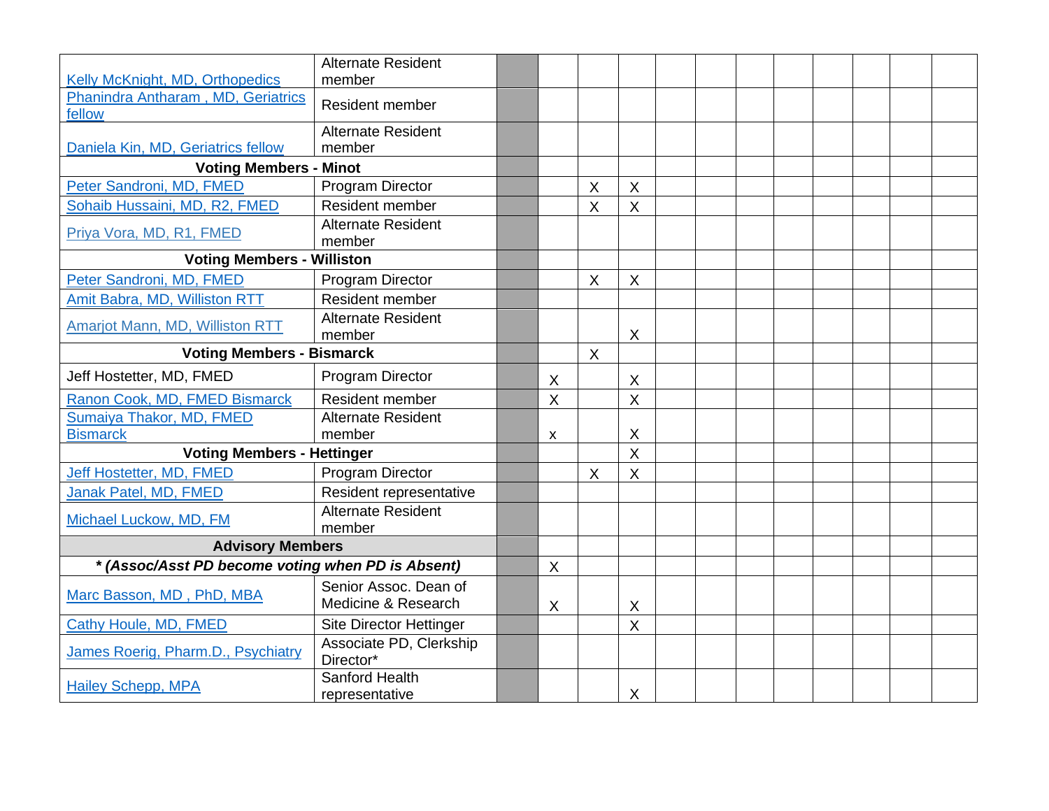| | | | | | | | | | | | | | |
|---|---|---|---|---|---|---|---|---|---|---|---|---|---|
| Kelly McKnight, MD, Orthopedics | Alternate Resident member | | | | | | | | | | | | |
| Phanindra Antharam , MD, Geriatrics fellow | Resident member | | | | | | | | | | | | |
| Daniela Kin, MD, Geriatrics fellow | Alternate Resident member | | | | | | | | | | | | |
| **Voting Members - Minot** | | | | | | | | | | | | | |
| Peter Sandroni, MD, FMED | Program Director | | | X | X | | | | | | | | |
| Sohaib Hussaini, MD, R2, FMED | Resident member | | | X | X | | | | | | | | |
| Priya Vora, MD, R1, FMED | Alternate Resident member | | | | | | | | | | | | |
| **Voting Members - Williston** | | | | | | | | | | | | | |
| Peter Sandroni, MD, FMED | Program Director | | | X | X | | | | | | | | |
| Amit Babra, MD, Williston RTT | Resident member | | | | | | | | | | | | |
| Amarjot Mann, MD, Williston RTT | Alternate Resident member | | | | X | | | | | | | | |
| **Voting Members - Bismarck** | | | | X | | | | | | | | | |
| Jeff Hostetter, MD, FMED | Program Director | | X | | X | | | | | | | | |
| Ranon Cook, MD, FMED Bismarck | Resident member | | X | | X | | | | | | | | |
| Sumaiya Thakor, MD, FMED Bismarck | Alternate Resident member | | x | | X | | | | | | | | |
| **Voting Members - Hettinger** | | | | | X | | | | | | | | |
| Jeff Hostetter, MD, FMED | Program Director | | | X | X | | | | | | | | |
| Janak Patel, MD, FMED | Resident representative | | | | | | | | | | | | |
| Michael Luckow, MD, FM | Alternate Resident member | | | | | | | | | | | | |
| **Advisory Members** | | | | | | | | | | | | | |
| ***(Assoc/Asst PD become voting when PD is Absent)** | | | X | | | | | | | | | | |
| Marc Basson, MD , PhD, MBA | Senior Assoc. Dean of Medicine & Research | | X | | X | | | | | | | | |
| Cathy Houle, MD, FMED | Site Director Hettinger | | | | X | | | | | | | | |
| James Roerig, Pharm.D., Psychiatry | Associate PD, Clerkship Director* | | | | | | | | | | | | |
| Hailey Schepp, MPA | Sanford Health representative | | | | X | | | | | | | | |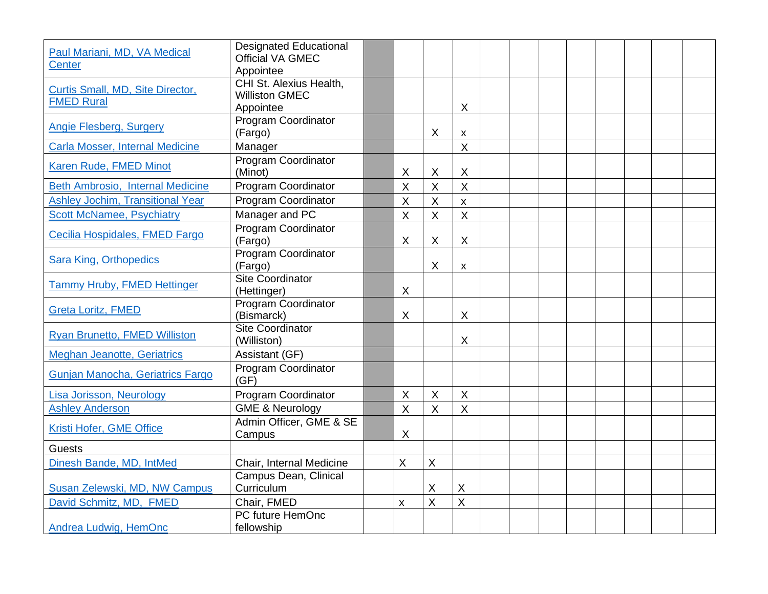| | | | | | | | | | | | | |
|---|---|---|---|---|---|---|---|---|---|---|---|---|
| Paul Mariani, MD, VA Medical Center | Designated Educational Official VA GMEC Appointee | | | | | | | | | | | |
| Curtis Small, MD, Site Director, FMED Rural | CHI St. Alexius Health, Williston GMEC Appointee | | | | X | | | | | | | |
| Angie Flesberg, Surgery | Program Coordinator (Fargo) | | | X | x | | | | | | | |
| Carla Mosser, Internal Medicine | Manager | | | | X | | | | | | | |
| Karen Rude, FMED Minot | Program Coordinator (Minot) | | X | X | X | | | | | | | |
| Beth Ambrosio, Internal Medicine | Program Coordinator | | X | X | X | | | | | | | |
| Ashley Jochim, Transitional Year | Program Coordinator | | X | X | x | | | | | | | |
| Scott McNamee, Psychiatry | Manager and PC | | X | X | X | | | | | | | |
| Cecilia Hospidales, FMED Fargo | Program Coordinator (Fargo) | | X | X | X | | | | | | | |
| Sara King, Orthopedics | Program Coordinator (Fargo) | | | X | x | | | | | | | |
| Tammy Hruby, FMED Hettinger | Site Coordinator (Hettinger) | | X | | | | | | | | | |
| Greta Loritz, FMED | Program Coordinator (Bismarck) | | X | | X | | | | | | | |
| Ryan Brunetto, FMED Williston | Site Coordinator (Williston) | | | | X | | | | | | | |
| Meghan Jeanotte, Geriatrics | Assistant (GF) | | | | | | | | | | | |
| Gunjan Manocha, Geriatrics Fargo | Program Coordinator (GF) | | | | | | | | | | | |
| Lisa Jorisson, Neurology | Program Coordinator | | X | X | X | | | | | | | |
| Ashley Anderson | GME & Neurology | | X | X | X | | | | | | | |
| Kristi Hofer, GME Office | Admin Officer, GME & SE Campus | | X | | | | | | | | | |
| Guests | | | | | | | | | | | | |
| Dinesh Bande, MD, IntMed | Chair, Internal Medicine | | X | X | | | | | | | | |
| Susan Zelewski, MD, NW Campus | Campus Dean, Clinical Curriculum | | | X | X | | | | | | | |
| David Schmitz, MD, FMED | Chair, FMED | | x | X | X | | | | | | | |
| Andrea Ludwig, HemOnc | PC future HemOnc fellowship | | | | | | | | | | | |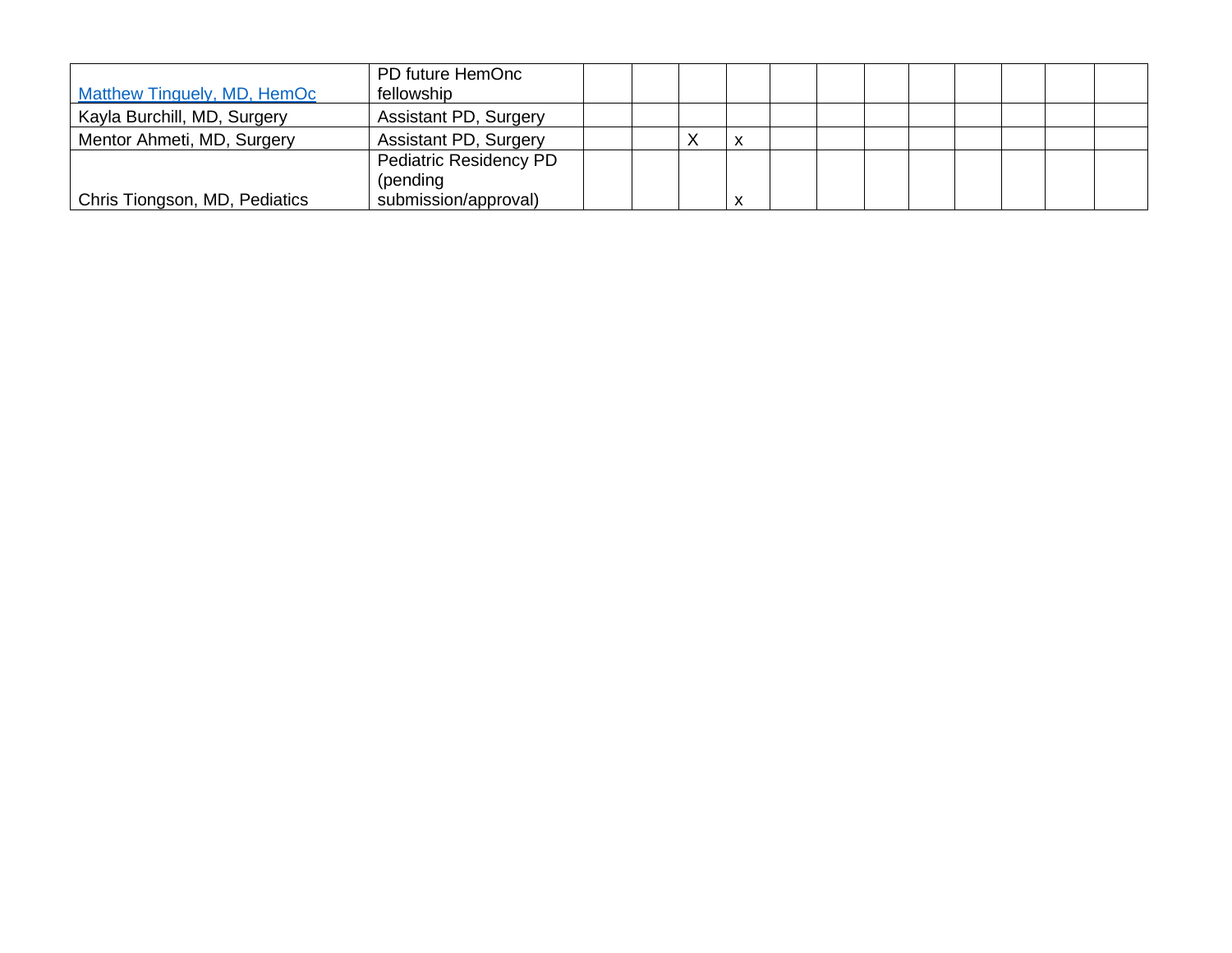| | | | | | | | | | | | | | |
|---|---|---|---|---|---|---|---|---|---|---|---|---|---|
| Matthew Tinguely, MD, HemOc | PD future HemOnc fellowship | | | | | | | | | | | | |
| Kayla Burchill, MD, Surgery | Assistant PD, Surgery | | | | | | | | | | | | |
| Mentor Ahmeti, MD, Surgery | Assistant PD, Surgery | | | X | x | | | | | | | | |
| Chris Tiongson, MD, Pediatics | Pediatric Residency PD (pending submission/approval) | | | | x | | | | | | | | |